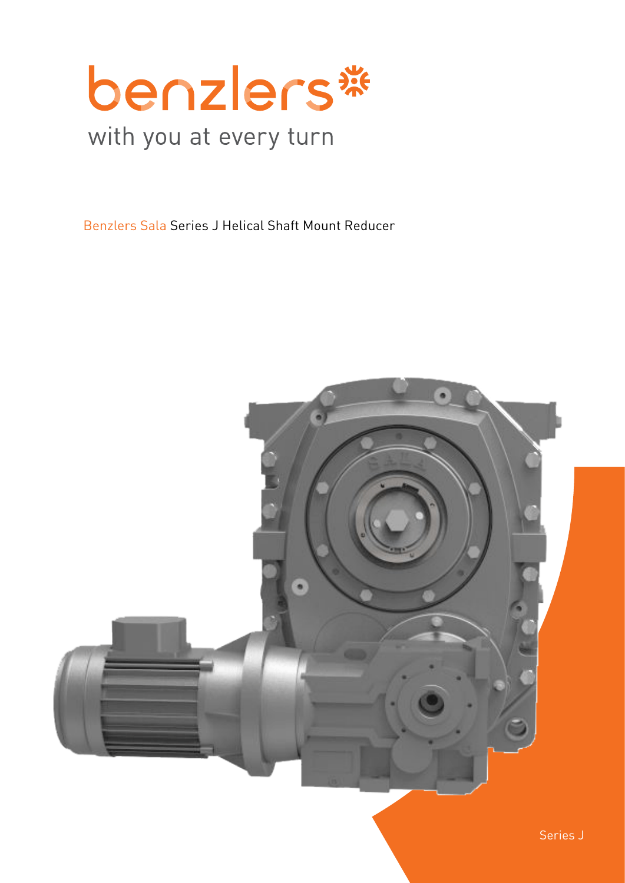# benzlers

with you at every turn

Benzlers Sala Series J Helical Shaft Mount Reducer

Series J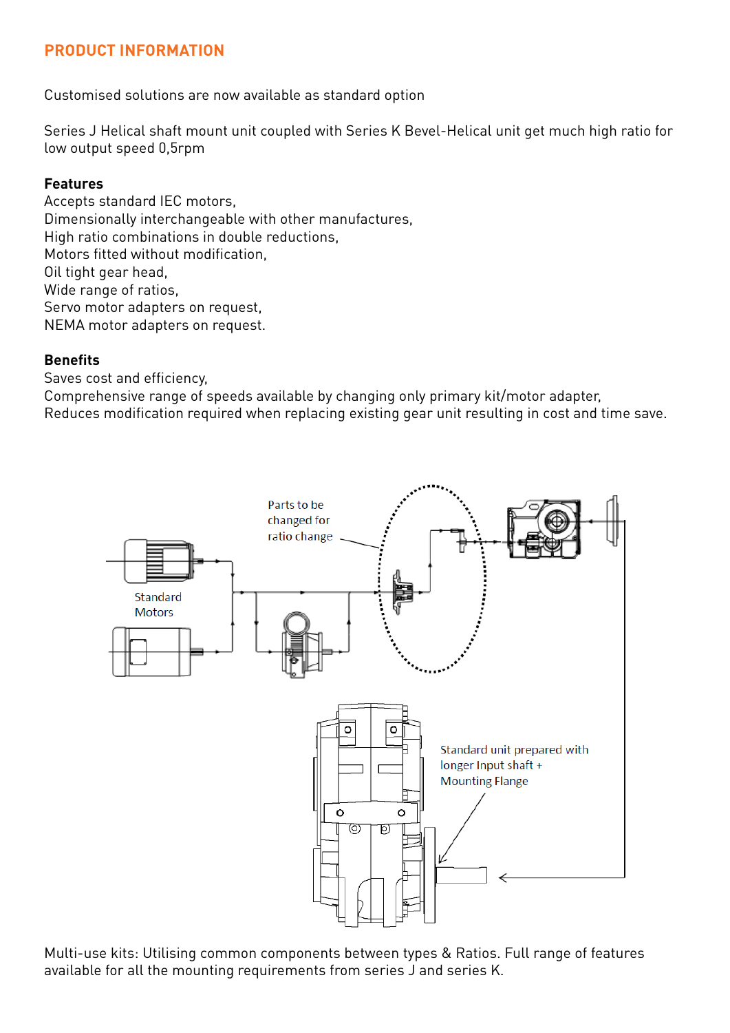## PRODUCT INFORMATION

Customised solutions are now available as standard option

Series J Helical shaft mount unit coupled with Series K Bevel-Helical unit get much high ratio for low output speed 0,5rpm

**Features**

Accepts standard IEC motors,
Dimensionally interchangeable with other manufactures,
High ratio combinations in double reductions,
Motors fitted without modification,
Oil tight gear head,
Wide range of ratios,
Servo motor adapters on request,
NEMA motor adapters on request.

**Benefits**

Saves cost and efficiency,
Comprehensive range of speeds available by changing only primary kit/motor adapter,
Reduces modification required when replacing existing gear unit resulting in cost and time save.

Parts to be changed for ratio change

Standard Motors

Standard unit prepared with longer Input shaft + Mounting Flange

Multi-use kits: Utilising common components between types & Ratios. Full range of features available for all the mounting requirements from series J and series K.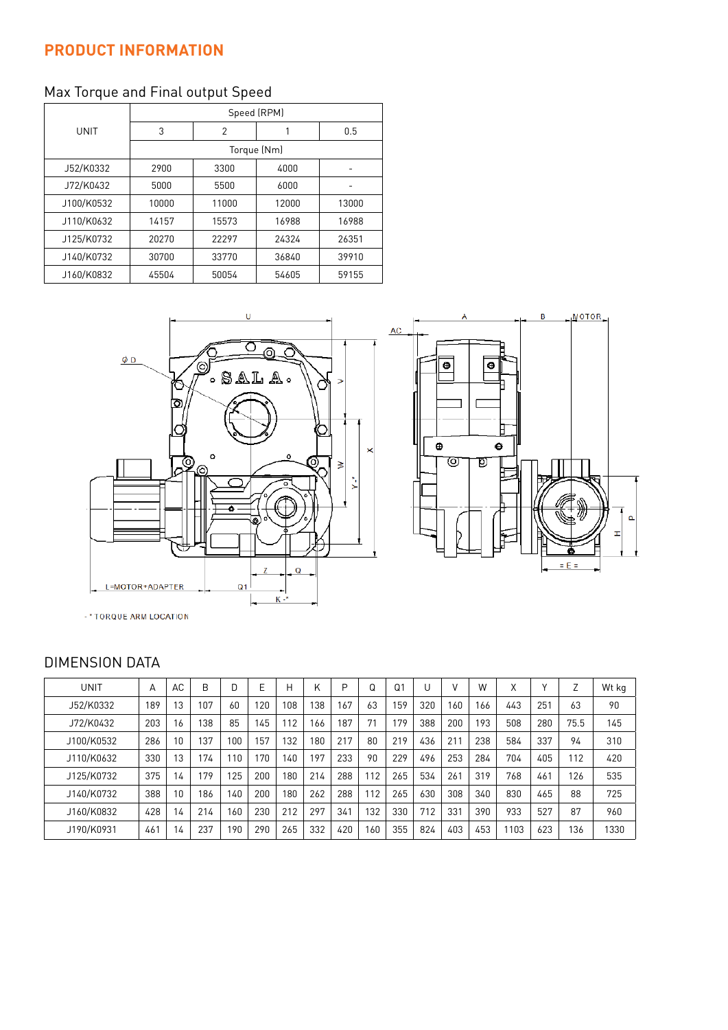## PRODUCT INFORMATION

### Max Torque and Final output Speed

| UNIT | Speed (RPM) | | | |
|---|---|---|---|---|
| | 3 | 2 | 1 | 0.5 |
| | Torque (Nm) | | | |
| J52/K0332 | 2900 | 3300 | 4000 | - |
| J72/K0432 | 5000 | 5500 | 6000 | - |
| J100/K0532 | 10000 | 11000 | 12000 | 13000 |
| J110/K0632 | 14157 | 15573 | 16988 | 16988 |
| J125/K0732 | 20270 | 22297 | 24324 | 26351 |
| J140/K0732 | 30700 | 33770 | 36840 | 39910 |
| J160/K0832 | 45504 | 50054 | 54605 | 59155 |

- * TORQUE ARM LOCATION

### DIMENSION DATA

| UNIT | A | AC | B | D | E | H | K | P | Q | Q1 | U | V | W | X | Y | Z | Wt kg |
|---|---|---|---|---|---|---|---|---|---|---|---|---|---|---|---|---|---|
| J52/K0332 | 189 | 13 | 107 | 60 | 120 | 108 | 138 | 167 | 63 | 159 | 320 | 160 | 166 | 443 | 251 | 63 | 90 |
| J72/K0432 | 203 | 16 | 138 | 85 | 145 | 112 | 166 | 187 | 71 | 179 | 388 | 200 | 193 | 508 | 280 | 75.5 | 145 |
| J100/K0532 | 286 | 10 | 137 | 100 | 157 | 132 | 180 | 217 | 80 | 219 | 436 | 211 | 238 | 584 | 337 | 94 | 310 |
| J110/K0632 | 330 | 13 | 174 | 110 | 170 | 140 | 197 | 233 | 90 | 229 | 496 | 253 | 284 | 704 | 405 | 112 | 420 |
| J125/K0732 | 375 | 14 | 179 | 125 | 200 | 180 | 214 | 288 | 112 | 265 | 534 | 261 | 319 | 768 | 461 | 126 | 535 |
| J140/K0732 | 388 | 10 | 186 | 140 | 200 | 180 | 262 | 288 | 112 | 265 | 630 | 308 | 340 | 830 | 465 | 88 | 725 |
| J160/K0832 | 428 | 14 | 214 | 160 | 230 | 212 | 297 | 341 | 132 | 330 | 712 | 331 | 390 | 933 | 527 | 87 | 960 |
| J190/K0931 | 461 | 14 | 237 | 190 | 290 | 265 | 332 | 420 | 160 | 355 | 824 | 403 | 453 | 1103 | 623 | 136 | 1330 |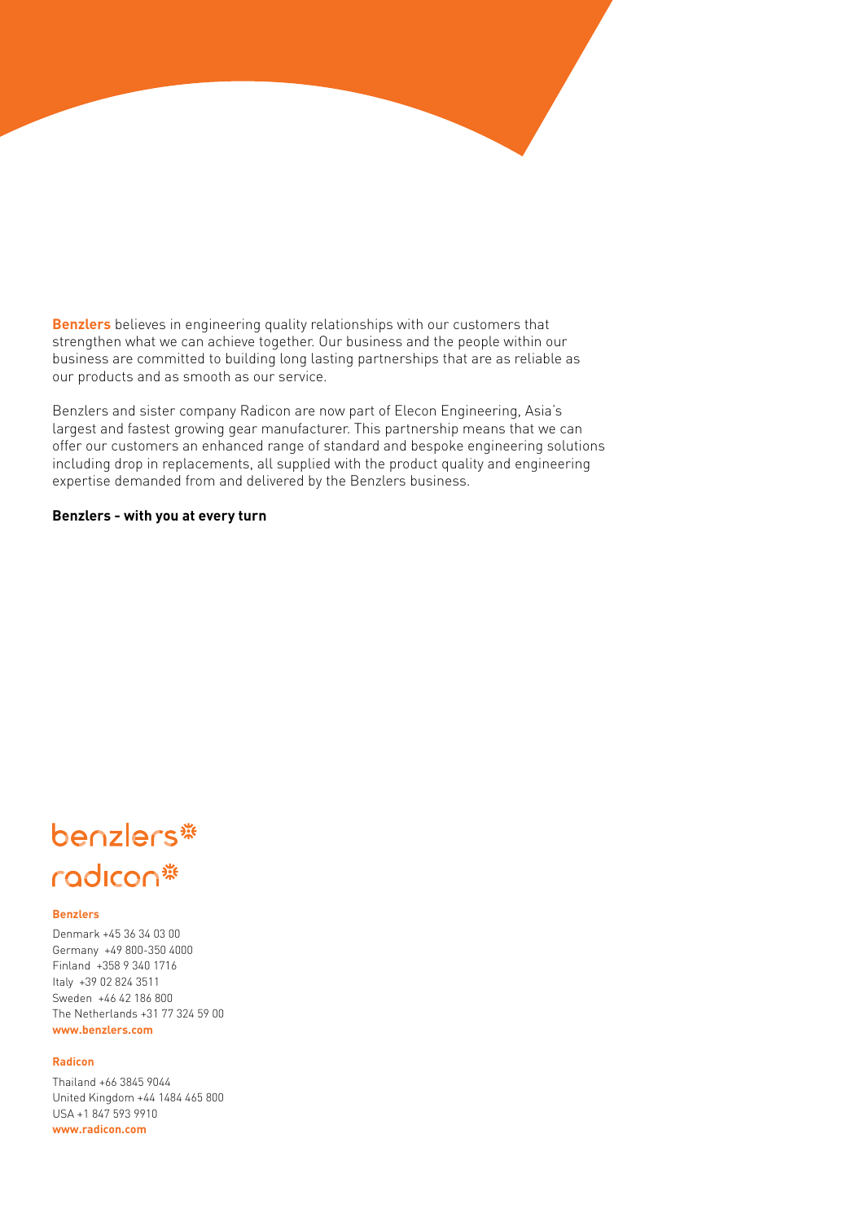**Benzlers** believes in engineering quality relationships with our customers that strengthen what we can achieve together. Our business and the people within our business are committed to building long lasting partnerships that are as reliable as our products and as smooth as our service.

Benzlers and sister company Radicon are now part of Elecon Engineering, Asia's largest and fastest growing gear manufacturer. This partnership means that we can offer our customers an enhanced range of standard and bespoke engineering solutions including drop in replacements, all supplied with the product quality and engineering expertise demanded from and delivered by the Benzlers business.

**Benzlers - with you at every turn**

benzlers
radicon

**Benzlers**

Denmark +45 36 34 03 00
Germany +49 800-350 4000
Finland +358 9 340 1716
Italy +39 02 824 3511
Sweden +46 42 186 800
The Netherlands +31 77 324 59 00
**www.benzlers.com**

**Radicon**

Thailand +66 3845 9044
United Kingdom +44 1484 465 800
USA +1 847 593 9910
**www.radicon.com**